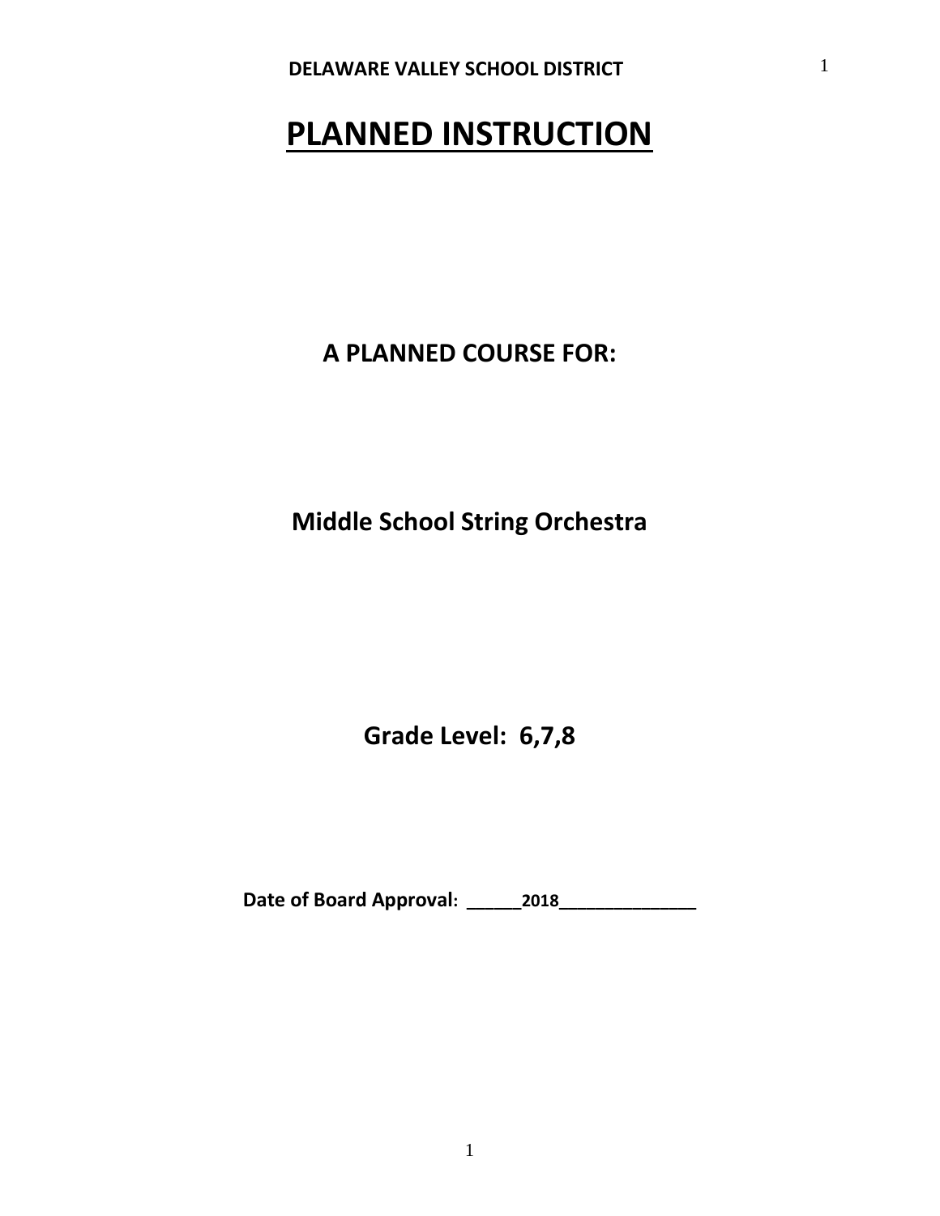**DELAWARE VALLEY SCHOOL DISTRICT**

# PLANNED INSTRUCTION

## A PLANNED COURSE FOR:

## Middle School String Orchestra

## Grade Level: 6,7,8

**Date of Board Approval: ______2018______________**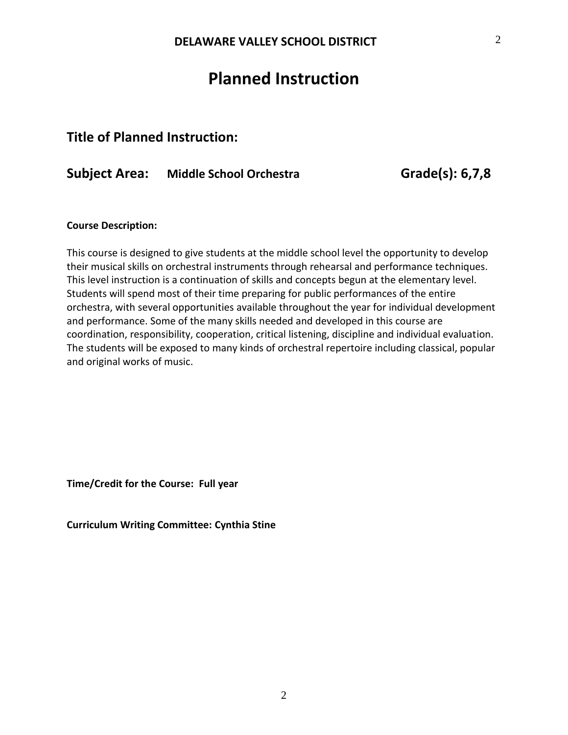**DELAWARE VALLEY SCHOOL DISTRICT**

# Planned Instruction

## Title of Planned Instruction:

## Subject Area: Middle School Orchestra Grade(s): 6,7,8

**Course Description:**

This course is designed to give students at the middle school level the opportunity to develop their musical skills on orchestral instruments through rehearsal and performance techniques. This level instruction is a continuation of skills and concepts begun at the elementary level. Students will spend most of their time preparing for public performances of the entire orchestra, with several opportunities available throughout the year for individual development and performance. Some of the many skills needed and developed in this course are coordination, responsibility, cooperation, critical listening, discipline and individual evaluation. The students will be exposed to many kinds of orchestral repertoire including classical, popular and original works of music.

**Time/Credit for the Course: Full year**

**Curriculum Writing Committee: Cynthia Stine**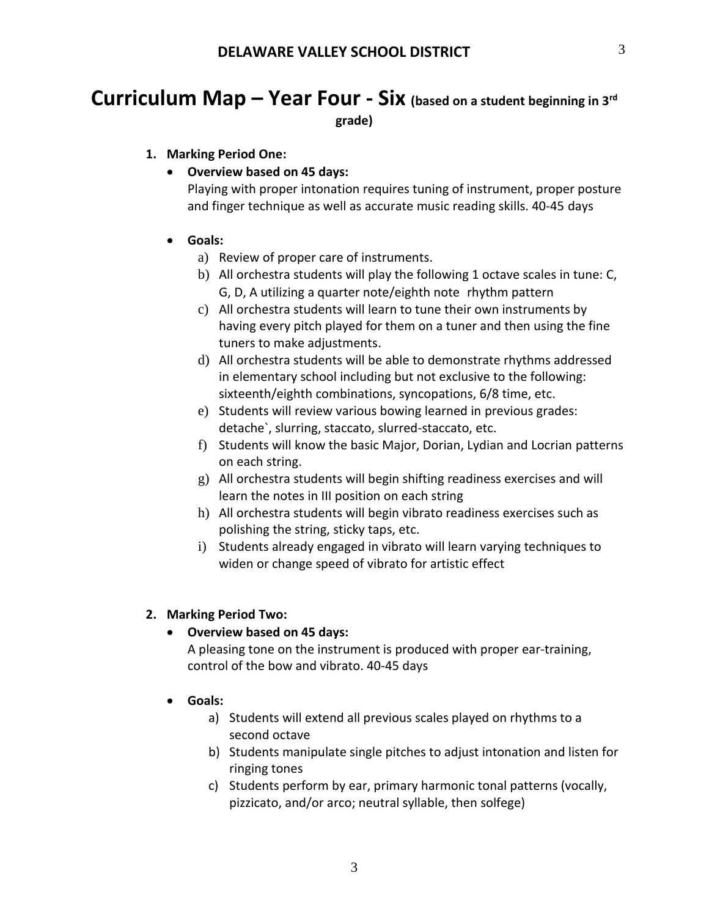**DELAWARE VALLEY SCHOOL DISTRICT**

# Curriculum Map – Year Four - Six (based on a student beginning in 3rd grade)

1. **Marking Period One:**
   - **Overview based on 45 days:**
     Playing with proper intonation requires tuning of instrument, proper posture and finger technique as well as accurate music reading skills. 40-45 days

   - **Goals:**
     a) Review of proper care of instruments.
     b) All orchestra students will play the following 1 octave scales in tune: C, G, D, A utilizing a quarter note/eighth note rhythm pattern
     c) All orchestra students will learn to tune their own instruments by having every pitch played for them on a tuner and then using the fine tuners to make adjustments.
     d) All orchestra students will be able to demonstrate rhythms addressed in elementary school including but not exclusive to the following: sixteenth/eighth combinations, syncopations, 6/8 time, etc.
     e) Students will review various bowing learned in previous grades: detache`, slurring, staccato, slurred-staccato, etc.
     f) Students will know the basic Major, Dorian, Lydian and Locrian patterns on each string.
     g) All orchestra students will begin shifting readiness exercises and will learn the notes in III position on each string
     h) All orchestra students will begin vibrato readiness exercises such as polishing the string, sticky taps, etc.
     i) Students already engaged in vibrato will learn varying techniques to widen or change speed of vibrato for artistic effect

2. **Marking Period Two:**
   - **Overview based on 45 days:**
     A pleasing tone on the instrument is produced with proper ear-training, control of the bow and vibrato. 40-45 days

   - **Goals:**
     a) Students will extend all previous scales played on rhythms to a second octave
     b) Students manipulate single pitches to adjust intonation and listen for ringing tones
     c) Students perform by ear, primary harmonic tonal patterns (vocally, pizzicato, and/or arco; neutral syllable, then solfege)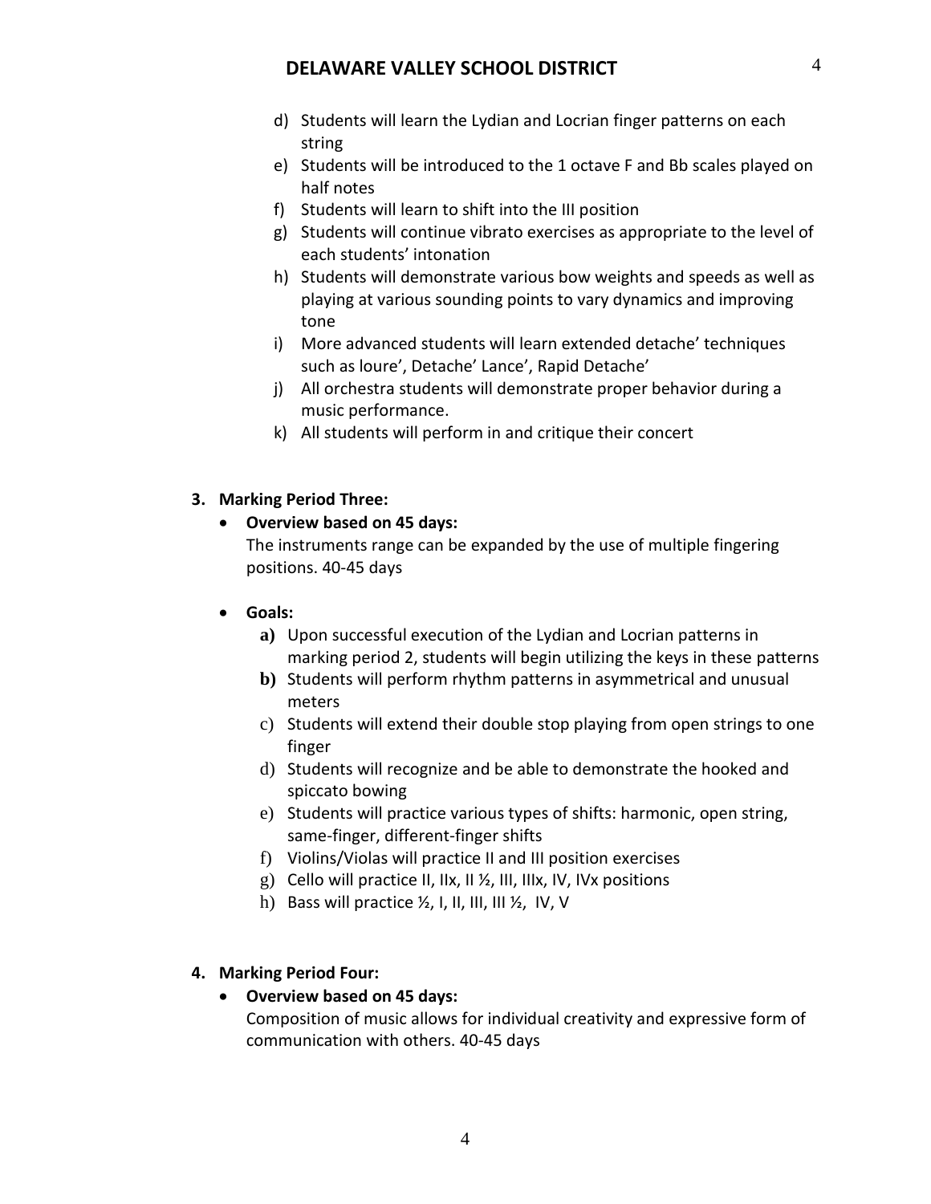d) Students will learn the Lydian and Locrian finger patterns on each string
e) Students will be introduced to the 1 octave F and Bb scales played on half notes
f) Students will learn to shift into the III position
g) Students will continue vibrato exercises as appropriate to the level of each students' intonation
h) Students will demonstrate various bow weights and speeds as well as playing at various sounding points to vary dynamics and improving tone
i) More advanced students will learn extended detache' techniques such as loure', Detache' Lance', Rapid Detache'
j) All orchestra students will demonstrate proper behavior during a music performance.
k) All students will perform in and critique their concert

3. **Marking Period Three:**
   - **Overview based on 45 days:**
     The instruments range can be expanded by the use of multiple fingering positions. 40-45 days

   - **Goals:**
     **a)** Upon successful execution of the Lydian and Locrian patterns in marking period 2, students will begin utilizing the keys in these patterns
     **b)** Students will perform rhythm patterns in asymmetrical and unusual meters
     c) Students will extend their double stop playing from open strings to one finger
     d) Students will recognize and be able to demonstrate the hooked and spiccato bowing
     e) Students will practice various types of shifts: harmonic, open string, same-finger, different-finger shifts
     f) Violins/Violas will practice II and III position exercises
     g) Cello will practice II, IIx, II ½, III, IIIx, IV, IVx positions
     h) Bass will practice ½, I, II, III, III ½, IV, V

4. **Marking Period Four:**
   - **Overview based on 45 days:**
     Composition of music allows for individual creativity and expressive form of communication with others. 40-45 days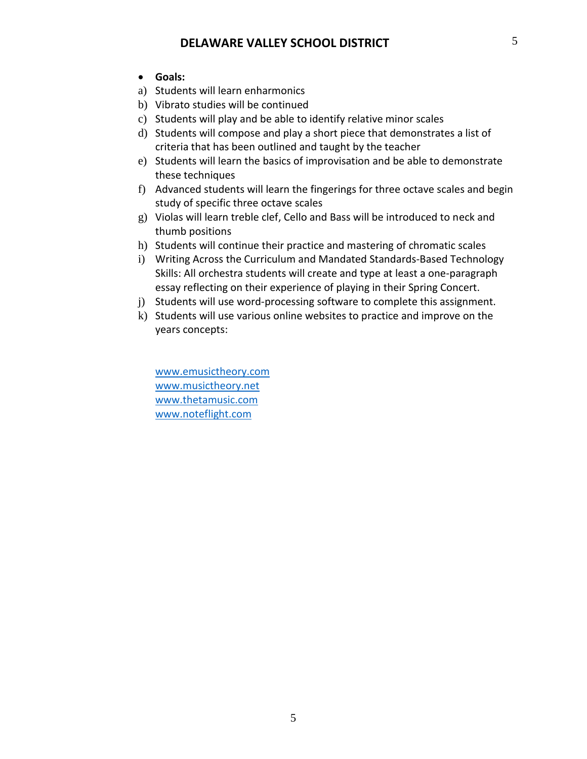- **Goals:**

a) Students will learn enharmonics
b) Vibrato studies will be continued
c) Students will play and be able to identify relative minor scales
d) Students will compose and play a short piece that demonstrates a list of criteria that has been outlined and taught by the teacher
e) Students will learn the basics of improvisation and be able to demonstrate these techniques
f) Advanced students will learn the fingerings for three octave scales and begin study of specific three octave scales
g) Violas will learn treble clef, Cello and Bass will be introduced to neck and thumb positions
h) Students will continue their practice and mastering of chromatic scales
i) Writing Across the Curriculum and Mandated Standards-Based Technology Skills: All orchestra students will create and type at least a one-paragraph essay reflecting on their experience of playing in their Spring Concert.
j) Students will use word-processing software to complete this assignment.
k) Students will use various online websites to practice and improve on the years concepts:

www.emusictheory.com
www.musictheory.net
www.thetamusic.com
www.noteflight.com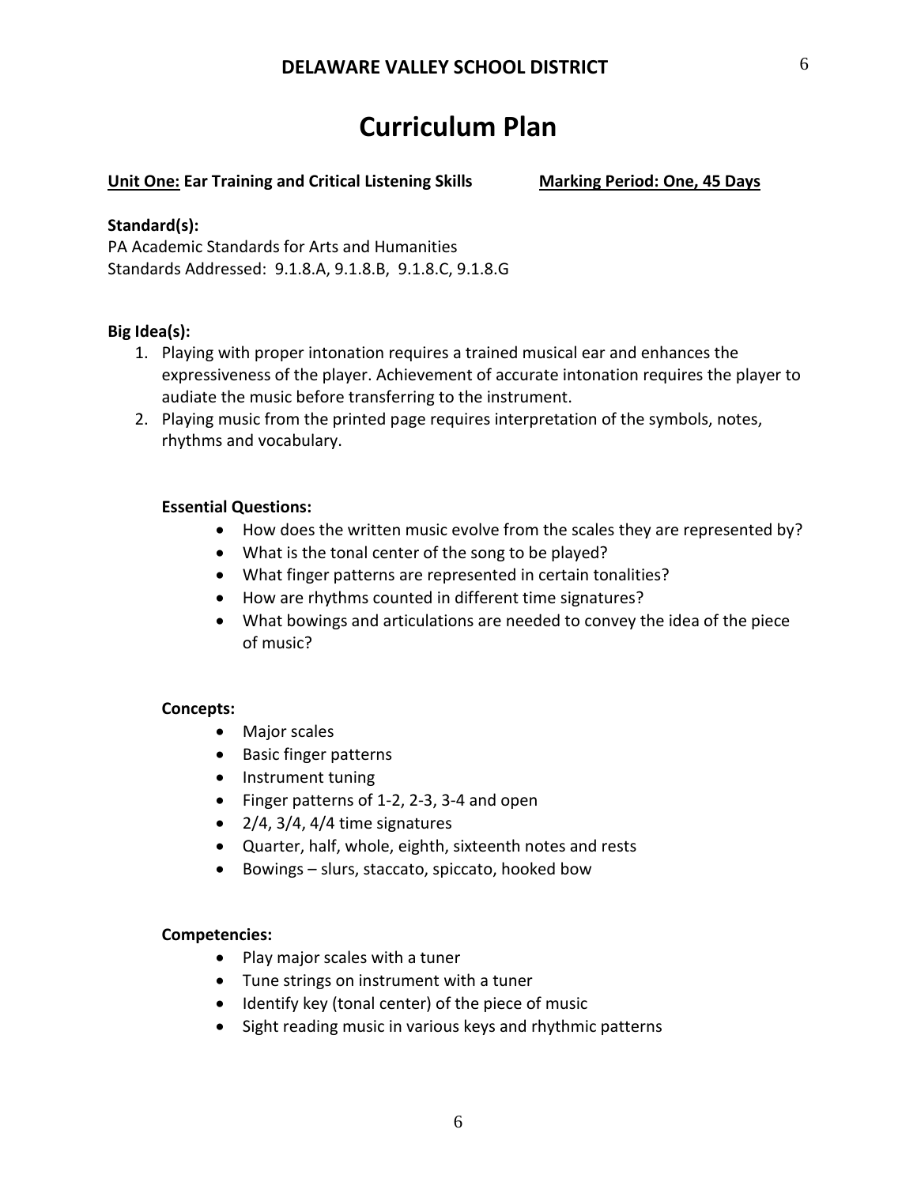## DELAWARE VALLEY SCHOOL DISTRICT

# Curriculum Plan

**Unit One: Ear Training and Critical Listening Skills** **Marking Period: One, 45 Days**

**Standard(s):**
PA Academic Standards for Arts and Humanities
Standards Addressed: 9.1.8.A, 9.1.8.B, 9.1.8.C, 9.1.8.G

**Big Idea(s):**

1. Playing with proper intonation requires a trained musical ear and enhances the expressiveness of the player. Achievement of accurate intonation requires the player to audiate the music before transferring to the instrument.
2. Playing music from the printed page requires interpretation of the symbols, notes, rhythms and vocabulary.

**Essential Questions:**

- How does the written music evolve from the scales they are represented by?
- What is the tonal center of the song to be played?
- What finger patterns are represented in certain tonalities?
- How are rhythms counted in different time signatures?
- What bowings and articulations are needed to convey the idea of the piece of music?

**Concepts:**

- Major scales
- Basic finger patterns
- Instrument tuning
- Finger patterns of 1-2, 2-3, 3-4 and open
- 2/4, 3/4, 4/4 time signatures
- Quarter, half, whole, eighth, sixteenth notes and rests
- Bowings – slurs, staccato, spiccato, hooked bow

**Competencies:**

- Play major scales with a tuner
- Tune strings on instrument with a tuner
- Identify key (tonal center) of the piece of music
- Sight reading music in various keys and rhythmic patterns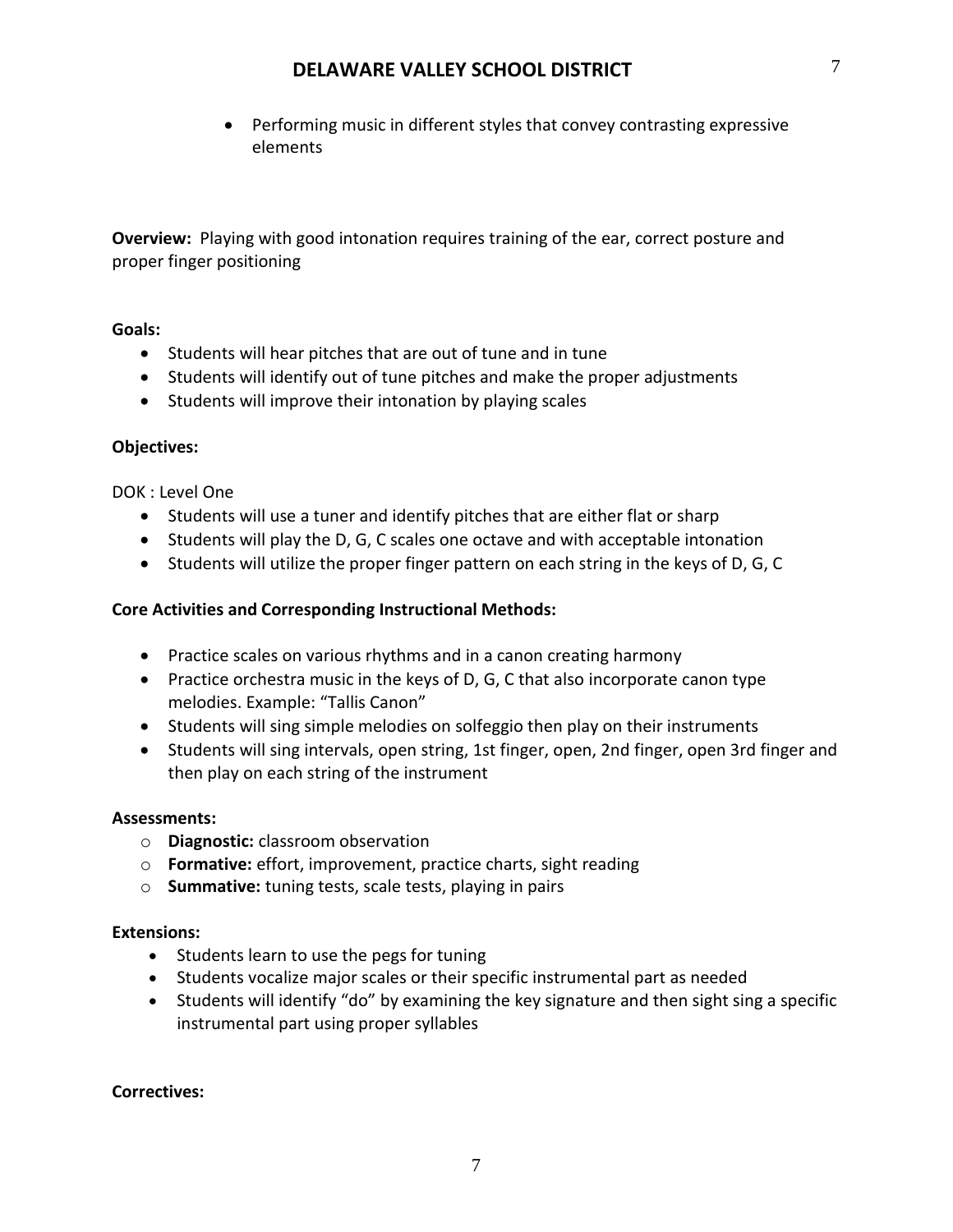- Performing music in different styles that convey contrasting expressive elements

**Overview:** Playing with good intonation requires training of the ear, correct posture and proper finger positioning

**Goals:**

- Students will hear pitches that are out of tune and in tune
- Students will identify out of tune pitches and make the proper adjustments
- Students will improve their intonation by playing scales

**Objectives:**

DOK : Level One

- Students will use a tuner and identify pitches that are either flat or sharp
- Students will play the D, G, C scales one octave and with acceptable intonation
- Students will utilize the proper finger pattern on each string in the keys of D, G, C

**Core Activities and Corresponding Instructional Methods:**

- Practice scales on various rhythms and in a canon creating harmony
- Practice orchestra music in the keys of D, G, C that also incorporate canon type melodies. Example: "Tallis Canon"
- Students will sing simple melodies on solfeggio then play on their instruments
- Students will sing intervals, open string, 1st finger, open, 2nd finger, open 3rd finger and then play on each string of the instrument

**Assessments:**

- **Diagnostic:** classroom observation
- **Formative:** effort, improvement, practice charts, sight reading
- **Summative:** tuning tests, scale tests, playing in pairs

**Extensions:**

- Students learn to use the pegs for tuning
- Students vocalize major scales or their specific instrumental part as needed
- Students will identify "do" by examining the key signature and then sight sing a specific instrumental part using proper syllables

**Correctives:**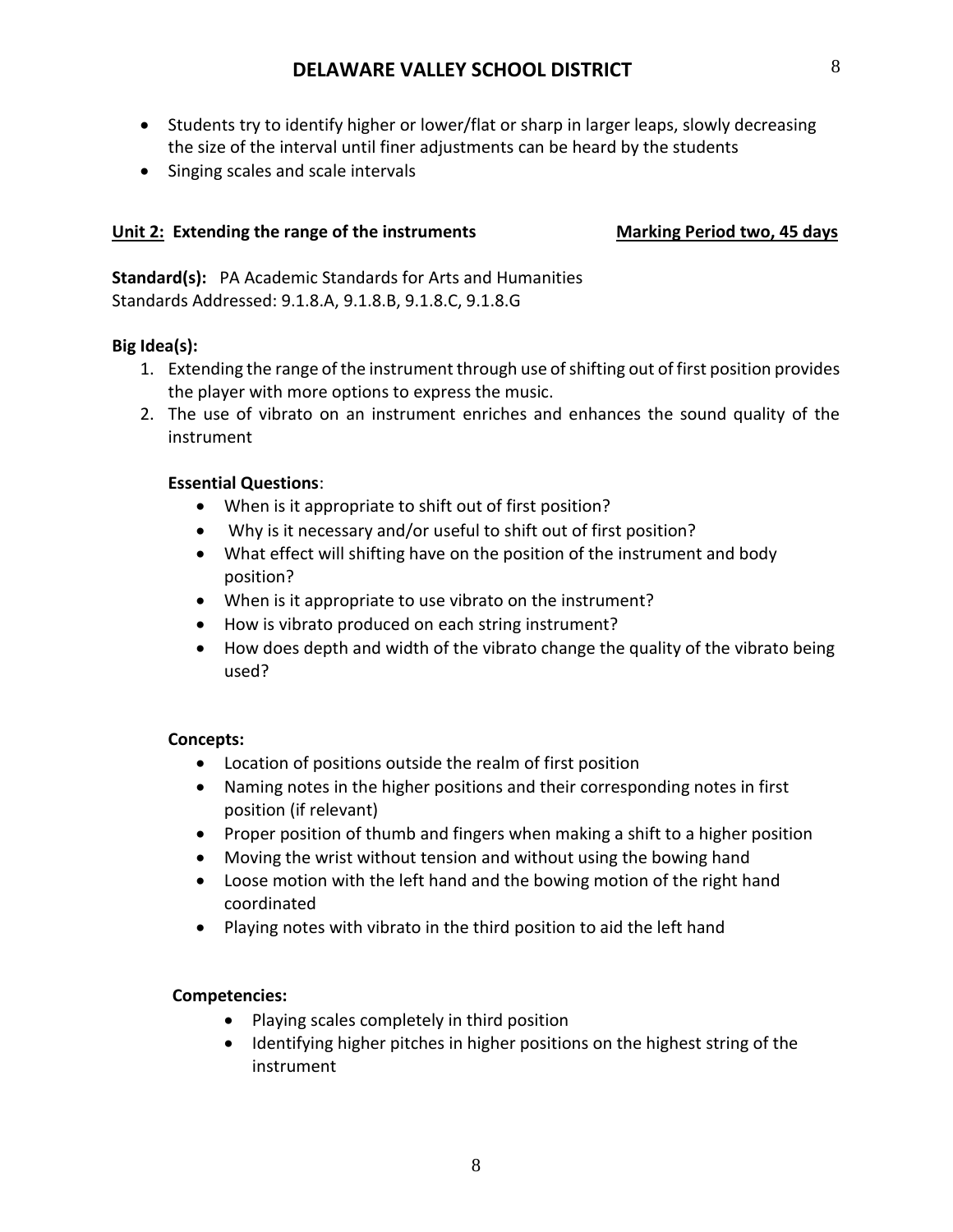- Students try to identify higher or lower/flat or sharp in larger leaps, slowly decreasing the size of the interval until finer adjustments can be heard by the students
- Singing scales and scale intervals

**Unit 2: Extending the range of the instruments** **Marking Period two, 45 days**

**Standard(s):** PA Academic Standards for Arts and Humanities
Standards Addressed: 9.1.8.A, 9.1.8.B, 9.1.8.C, 9.1.8.G

**Big Idea(s):**

1. Extending the range of the instrument through use of shifting out of first position provides the player with more options to express the music.
2. The use of vibrato on an instrument enriches and enhances the sound quality of the instrument

**Essential Questions**:

- When is it appropriate to shift out of first position?
- Why is it necessary and/or useful to shift out of first position?
- What effect will shifting have on the position of the instrument and body position?
- When is it appropriate to use vibrato on the instrument?
- How is vibrato produced on each string instrument?
- How does depth and width of the vibrato change the quality of the vibrato being used?

**Concepts:**

- Location of positions outside the realm of first position
- Naming notes in the higher positions and their corresponding notes in first position (if relevant)
- Proper position of thumb and fingers when making a shift to a higher position
- Moving the wrist without tension and without using the bowing hand
- Loose motion with the left hand and the bowing motion of the right hand coordinated
- Playing notes with vibrato in the third position to aid the left hand

**Competencies:**

- Playing scales completely in third position
- Identifying higher pitches in higher positions on the highest string of the instrument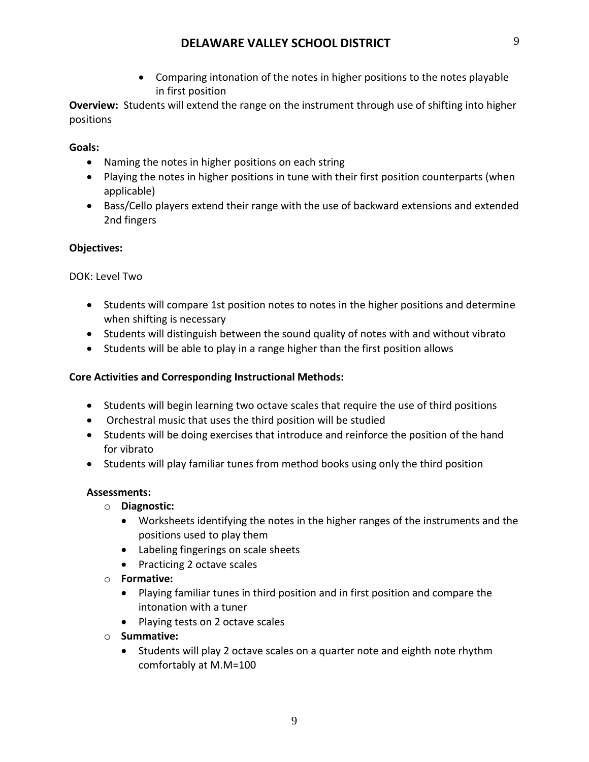- Comparing intonation of the notes in higher positions to the notes playable in first position

**Overview:** Students will extend the range on the instrument through use of shifting into higher positions

**Goals:**

- Naming the notes in higher positions on each string
- Playing the notes in higher positions in tune with their first position counterparts (when applicable)
- Bass/Cello players extend their range with the use of backward extensions and extended 2nd fingers

**Objectives:**

DOK: Level Two

- Students will compare 1st position notes to notes in the higher positions and determine when shifting is necessary
- Students will distinguish between the sound quality of notes with and without vibrato
- Students will be able to play in a range higher than the first position allows

**Core Activities and Corresponding Instructional Methods:**

- Students will begin learning two octave scales that require the use of third positions
- Orchestral music that uses the third position will be studied
- Students will be doing exercises that introduce and reinforce the position of the hand for vibrato
- Students will play familiar tunes from method books using only the third position

**Assessments:**

- **Diagnostic:**
  - Worksheets identifying the notes in the higher ranges of the instruments and the positions used to play them
  - Labeling fingerings on scale sheets
  - Practicing 2 octave scales
- **Formative:**
  - Playing familiar tunes in third position and in first position and compare the intonation with a tuner
  - Playing tests on 2 octave scales
- **Summative:**
  - Students will play 2 octave scales on a quarter note and eighth note rhythm comfortably at M.M=100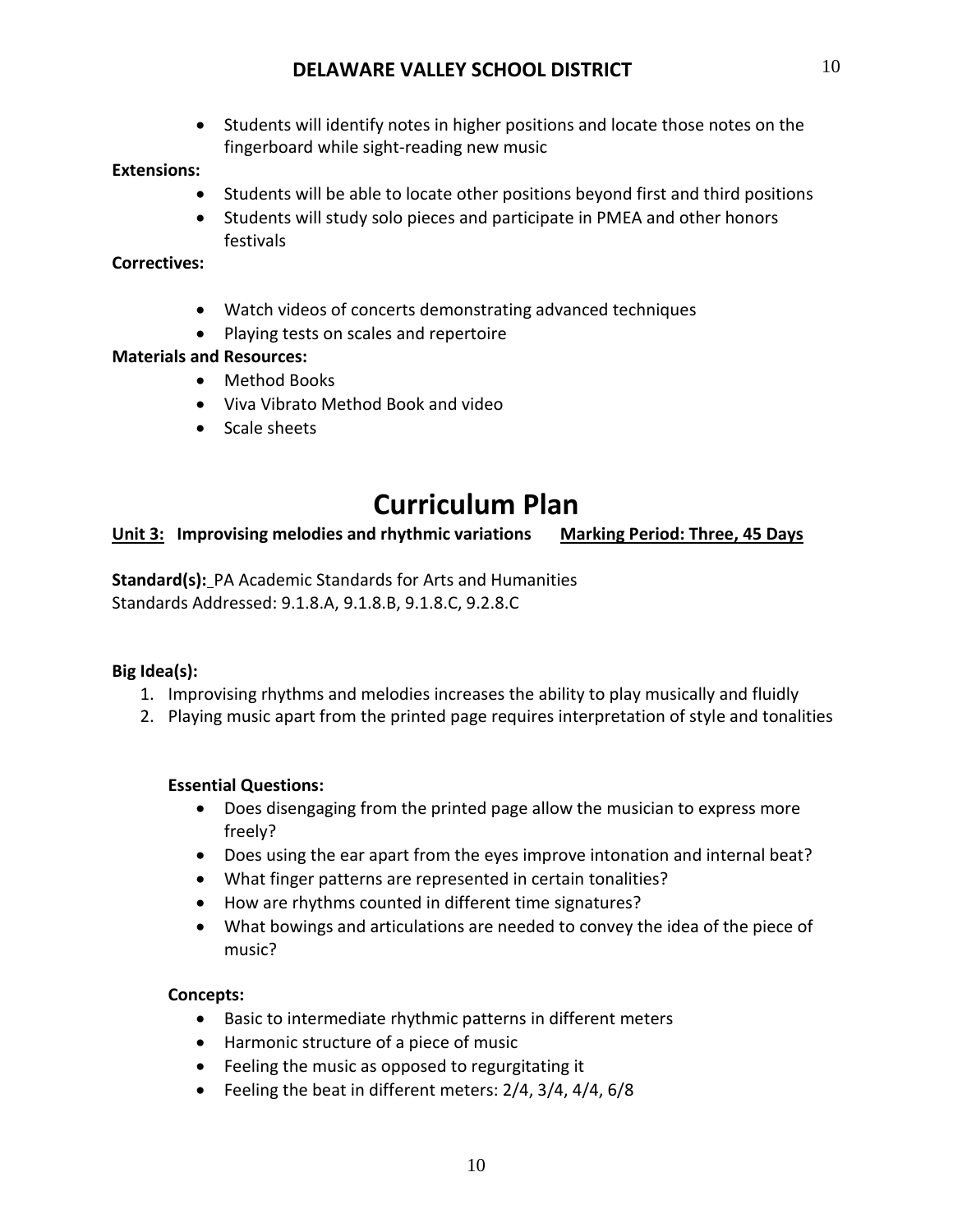- Students will identify notes in higher positions and locate those notes on the fingerboard while sight-reading new music

**Extensions:**

- Students will be able to locate other positions beyond first and third positions
- Students will study solo pieces and participate in PMEA and other honors festivals

**Correctives:**

- Watch videos of concerts demonstrating advanced techniques
- Playing tests on scales and repertoire

**Materials and Resources:**

- Method Books
- Viva Vibrato Method Book and video
- Scale sheets

# Curriculum Plan

**Unit 3: Improvising melodies and rhythmic variations** **Marking Period: Three, 45 Days**

**Standard(s):** PA Academic Standards for Arts and Humanities
Standards Addressed: 9.1.8.A, 9.1.8.B, 9.1.8.C, 9.2.8.C

**Big Idea(s):**

1. Improvising rhythms and melodies increases the ability to play musically and fluidly
2. Playing music apart from the printed page requires interpretation of style and tonalities

**Essential Questions:**

- Does disengaging from the printed page allow the musician to express more freely?
- Does using the ear apart from the eyes improve intonation and internal beat?
- What finger patterns are represented in certain tonalities?
- How are rhythms counted in different time signatures?
- What bowings and articulations are needed to convey the idea of the piece of music?

**Concepts:**

- Basic to intermediate rhythmic patterns in different meters
- Harmonic structure of a piece of music
- Feeling the music as opposed to regurgitating it
- Feeling the beat in different meters: 2/4, 3/4, 4/4, 6/8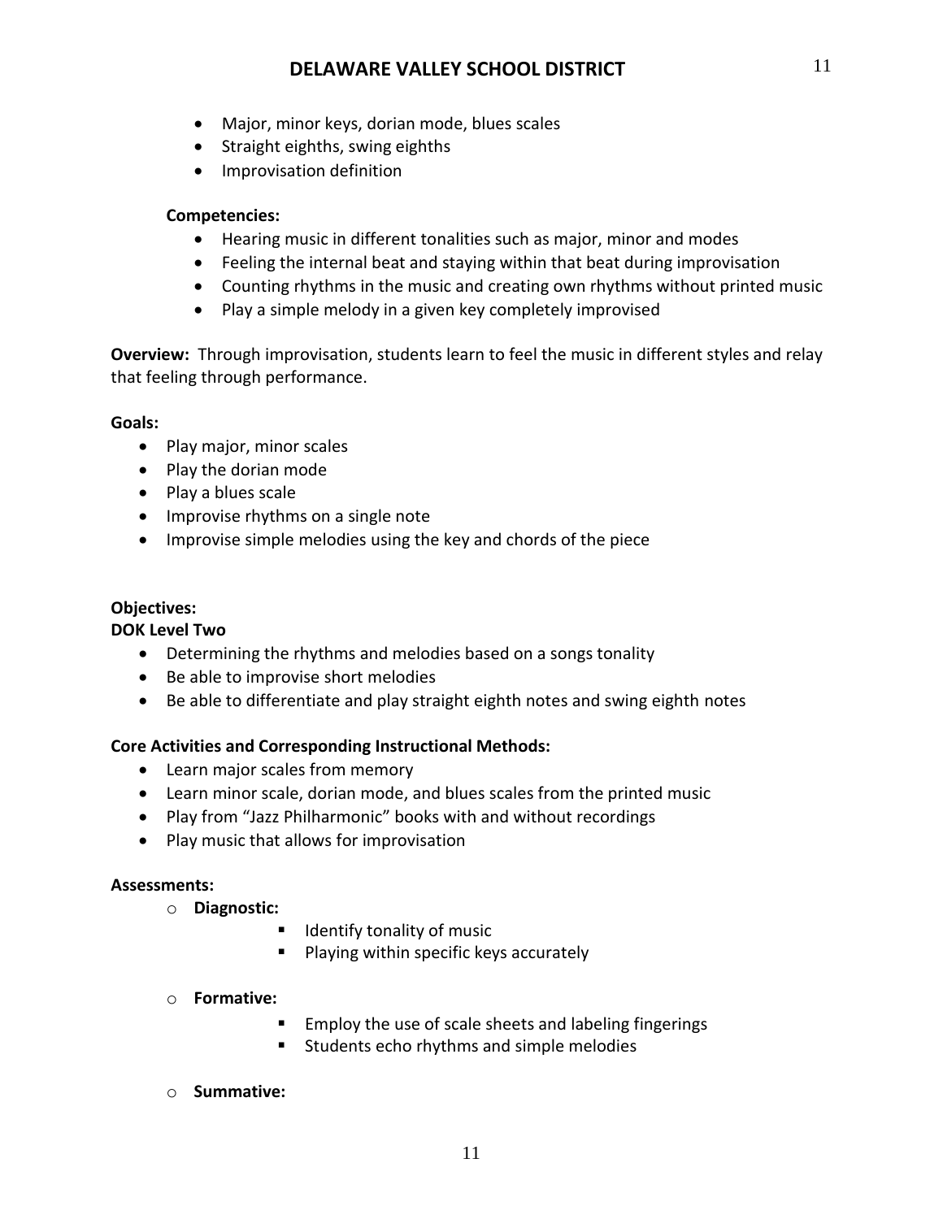- Major, minor keys, dorian mode, blues scales
- Straight eighths, swing eighths
- Improvisation definition

**Competencies:**

- Hearing music in different tonalities such as major, minor and modes
- Feeling the internal beat and staying within that beat during improvisation
- Counting rhythms in the music and creating own rhythms without printed music
- Play a simple melody in a given key completely improvised

**Overview:** Through improvisation, students learn to feel the music in different styles and relay that feeling through performance.

**Goals:**

- Play major, minor scales
- Play the dorian mode
- Play a blues scale
- Improvise rhythms on a single note
- Improvise simple melodies using the key and chords of the piece

**Objectives:**

**DOK Level Two**

- Determining the rhythms and melodies based on a songs tonality
- Be able to improvise short melodies
- Be able to differentiate and play straight eighth notes and swing eighth notes

**Core Activities and Corresponding Instructional Methods:**

- Learn major scales from memory
- Learn minor scale, dorian mode, and blues scales from the printed music
- Play from "Jazz Philharmonic" books with and without recordings
- Play music that allows for improvisation

**Assessments:**

- **Diagnostic:**
  - Identify tonality of music
  - Playing within specific keys accurately
- **Formative:**
  - Employ the use of scale sheets and labeling fingerings
  - Students echo rhythms and simple melodies
- **Summative:**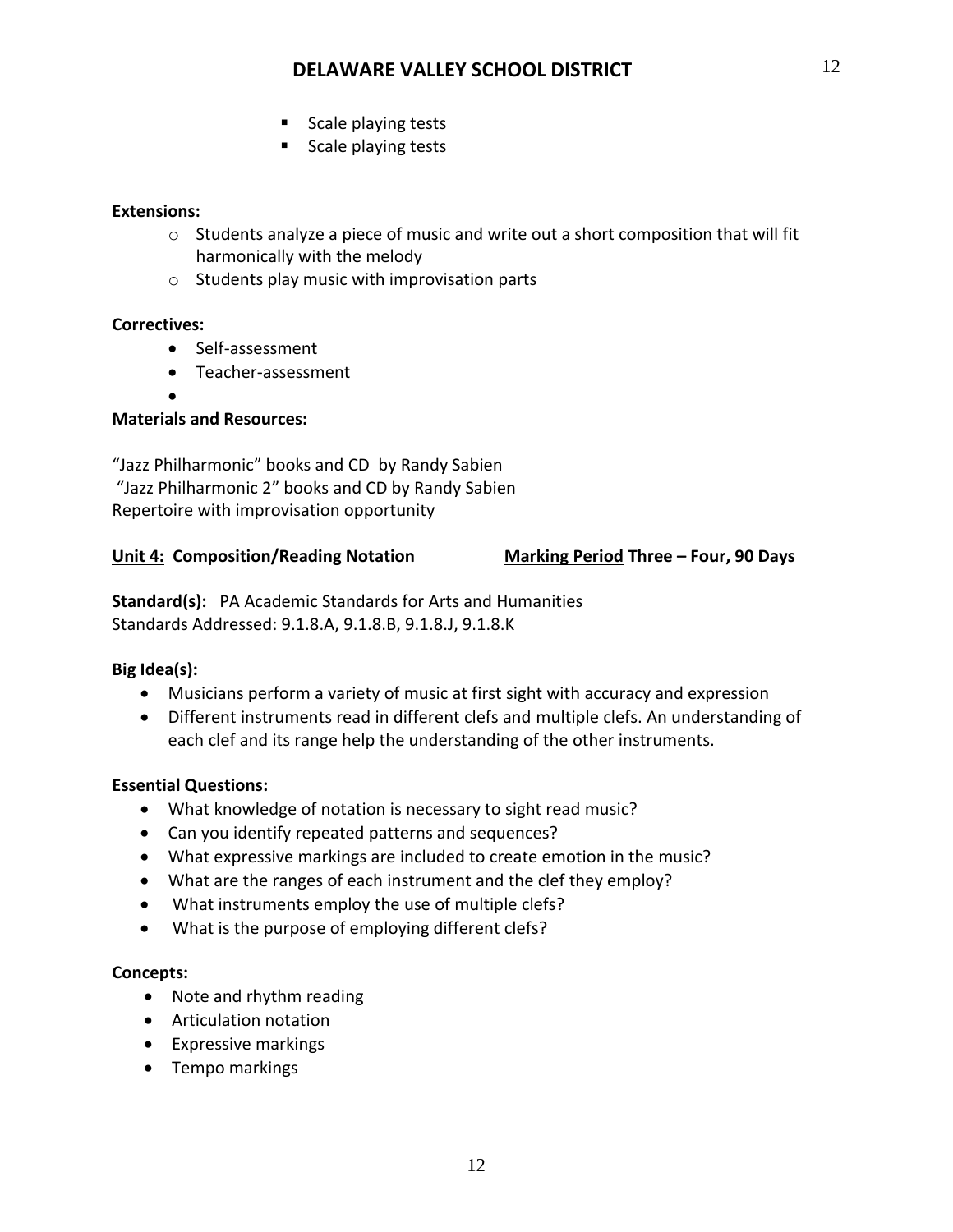- Scale playing tests
- Scale playing tests

**Extensions:**

- Students analyze a piece of music and write out a short composition that will fit harmonically with the melody
- Students play music with improvisation parts

**Correctives:**

- Self-assessment
- Teacher-assessment
- 

**Materials and Resources:**

"Jazz Philharmonic" books and CD by Randy Sabien
"Jazz Philharmonic 2" books and CD by Randy Sabien
Repertoire with improvisation opportunity

**<u>Unit 4:</u> Composition/Reading Notation** **<u>Marking Period</u> Three – Four, 90 Days**

**Standard(s):** PA Academic Standards for Arts and Humanities
Standards Addressed: 9.1.8.A, 9.1.8.B, 9.1.8.J, 9.1.8.K

**Big Idea(s):**

- Musicians perform a variety of music at first sight with accuracy and expression
- Different instruments read in different clefs and multiple clefs. An understanding of each clef and its range help the understanding of the other instruments.

**Essential Questions:**

- What knowledge of notation is necessary to sight read music?
- Can you identify repeated patterns and sequences?
- What expressive markings are included to create emotion in the music?
- What are the ranges of each instrument and the clef they employ?
- What instruments employ the use of multiple clefs?
- What is the purpose of employing different clefs?

**Concepts:**

- Note and rhythm reading
- Articulation notation
- Expressive markings
- Tempo markings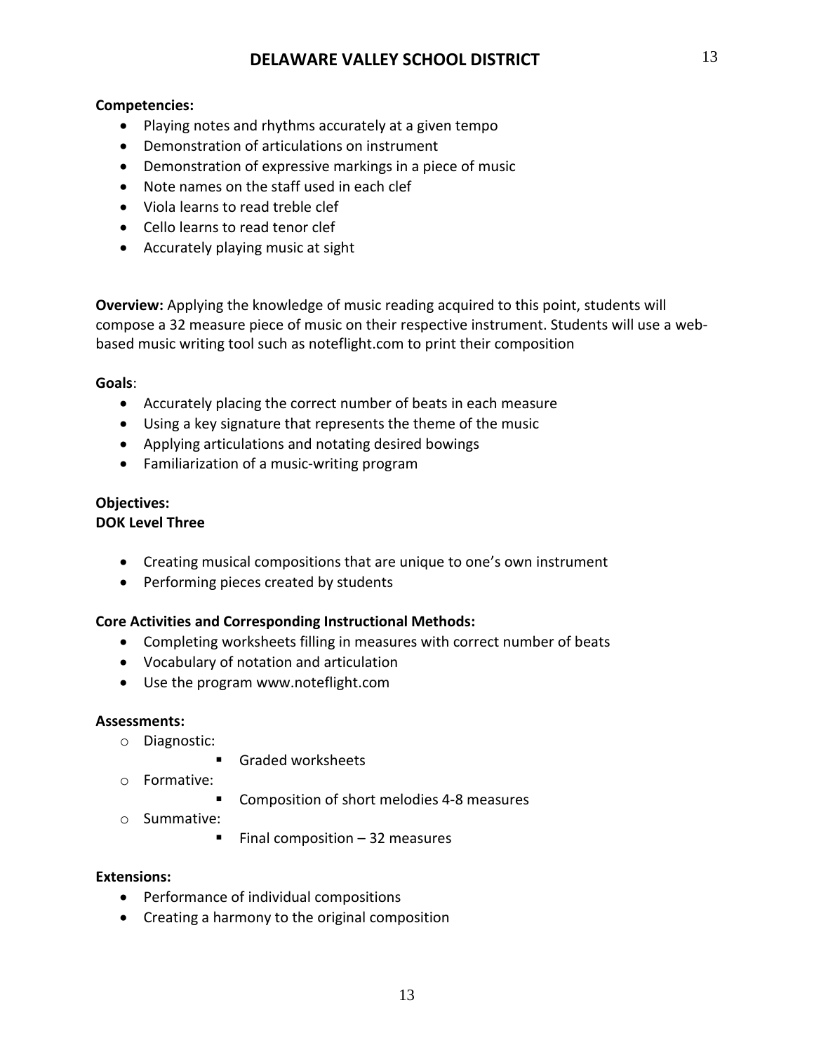**Competencies:**

- Playing notes and rhythms accurately at a given tempo
- Demonstration of articulations on instrument
- Demonstration of expressive markings in a piece of music
- Note names on the staff used in each clef
- Viola learns to read treble clef
- Cello learns to read tenor clef
- Accurately playing music at sight

**Overview:** Applying the knowledge of music reading acquired to this point, students will compose a 32 measure piece of music on their respective instrument. Students will use a web-based music writing tool such as noteflight.com to print their composition

**Goals**:

- Accurately placing the correct number of beats in each measure
- Using a key signature that represents the theme of the music
- Applying articulations and notating desired bowings
- Familiarization of a music-writing program

**Objectives:**
**DOK Level Three**

- Creating musical compositions that are unique to one's own instrument
- Performing pieces created by students

**Core Activities and Corresponding Instructional Methods:**

- Completing worksheets filling in measures with correct number of beats
- Vocabulary of notation and articulation
- Use the program www.noteflight.com

**Assessments:**

- Diagnostic:
  - Graded worksheets
- Formative:
  - Composition of short melodies 4-8 measures
- Summative:
  - Final composition – 32 measures

**Extensions:**

- Performance of individual compositions
- Creating a harmony to the original composition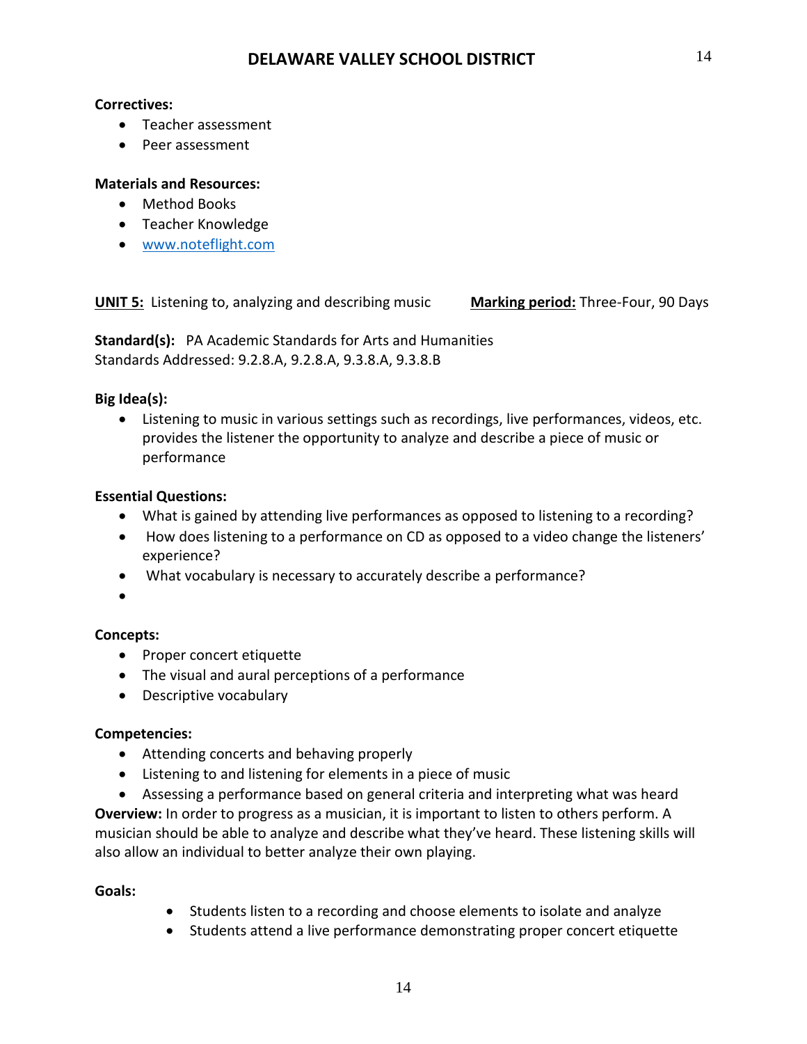**Correctives:**

- Teacher assessment
- Peer assessment

**Materials and Resources:**

- Method Books
- Teacher Knowledge
- [www.noteflight.com](www.noteflight.com)

**UNIT 5:** Listening to, analyzing and describing music **Marking period:** Three-Four, 90 Days

**Standard(s):** PA Academic Standards for Arts and Humanities
Standards Addressed: 9.2.8.A, 9.2.8.A, 9.3.8.A, 9.3.8.B

**Big Idea(s):**

- Listening to music in various settings such as recordings, live performances, videos, etc. provides the listener the opportunity to analyze and describe a piece of music or performance

**Essential Questions:**

- What is gained by attending live performances as opposed to listening to a recording?
- How does listening to a performance on CD as opposed to a video change the listeners' experience?
- What vocabulary is necessary to accurately describe a performance?
- 

**Concepts:**

- Proper concert etiquette
- The visual and aural perceptions of a performance
- Descriptive vocabulary

**Competencies:**

- Attending concerts and behaving properly
- Listening to and listening for elements in a piece of music
- Assessing a performance based on general criteria and interpreting what was heard

**Overview:** In order to progress as a musician, it is important to listen to others perform. A musician should be able to analyze and describe what they've heard. These listening skills will also allow an individual to better analyze their own playing.

**Goals:**

- Students listen to a recording and choose elements to isolate and analyze
- Students attend a live performance demonstrating proper concert etiquette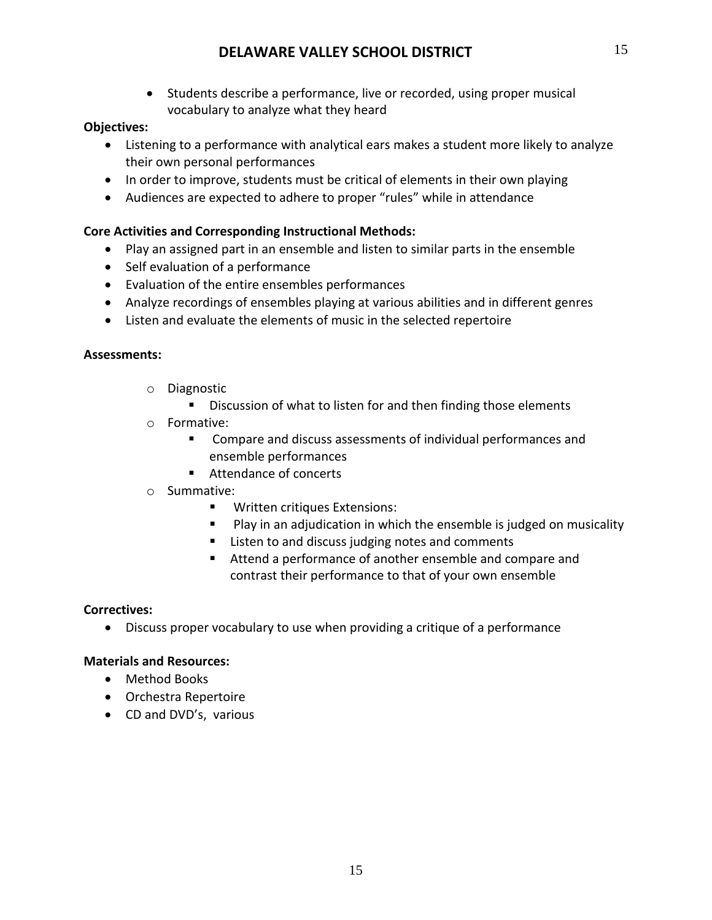- Students describe a performance, live or recorded, using proper musical vocabulary to analyze what they heard

**Objectives:**

- Listening to a performance with analytical ears makes a student more likely to analyze their own personal performances
- In order to improve, students must be critical of elements in their own playing
- Audiences are expected to adhere to proper "rules" while in attendance

**Core Activities and Corresponding Instructional Methods:**

- Play an assigned part in an ensemble and listen to similar parts in the ensemble
- Self evaluation of a performance
- Evaluation of the entire ensembles performances
- Analyze recordings of ensembles playing at various abilities and in different genres
- Listen and evaluate the elements of music in the selected repertoire

**Assessments:**

- Diagnostic
  - Discussion of what to listen for and then finding those elements
- Formative:
  - Compare and discuss assessments of individual performances and ensemble performances
  - Attendance of concerts
- Summative:
  - Written critiques Extensions:
  - Play in an adjudication in which the ensemble is judged on musicality
  - Listen to and discuss judging notes and comments
  - Attend a performance of another ensemble and compare and contrast their performance to that of your own ensemble

**Correctives:**

- Discuss proper vocabulary to use when providing a critique of a performance

**Materials and Resources:**

- Method Books
- Orchestra Repertoire
- CD and DVD's, various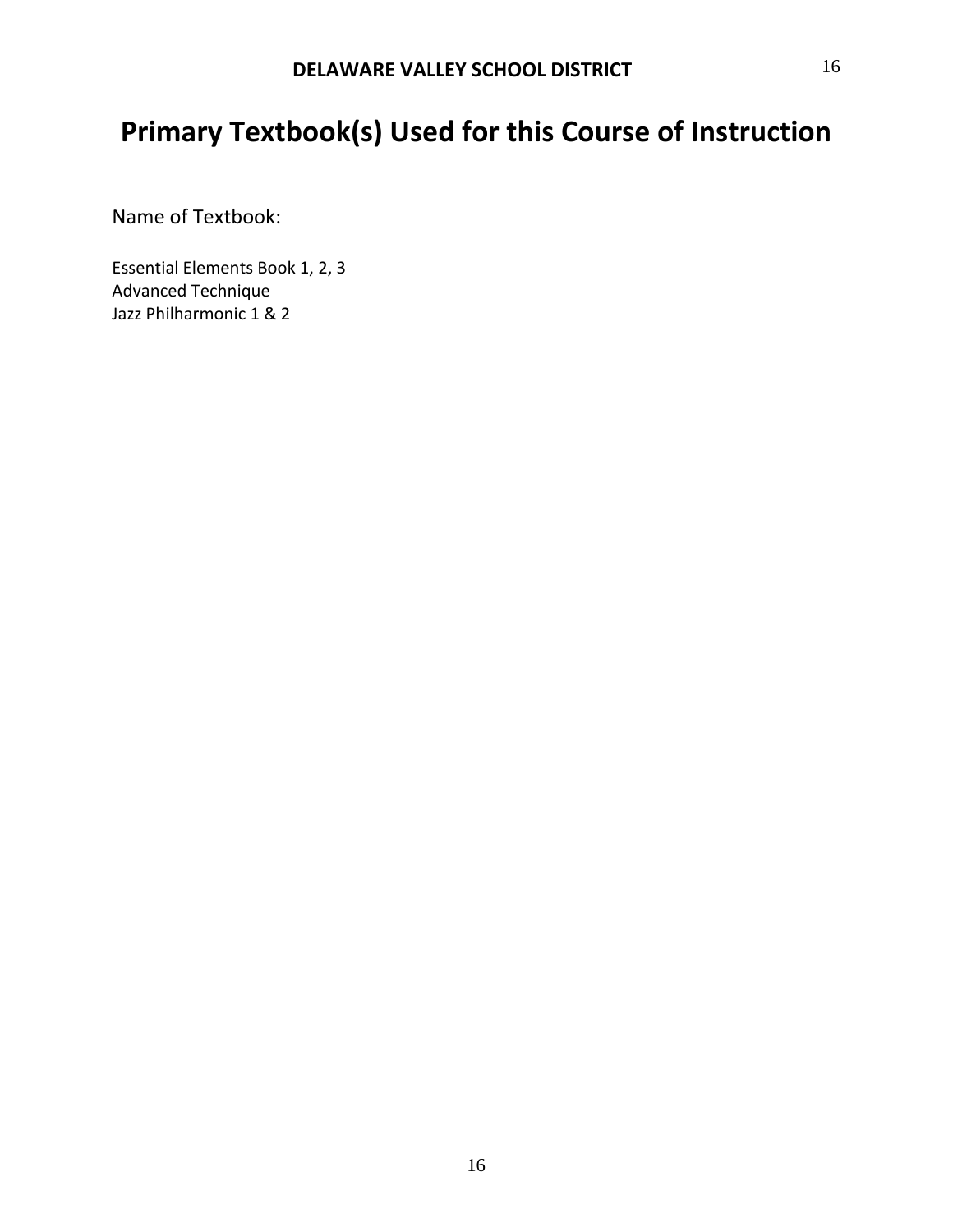# Primary Textbook(s) Used for this Course of Instruction

Name of Textbook:

Essential Elements Book 1, 2, 3
Advanced Technique
Jazz Philharmonic 1 & 2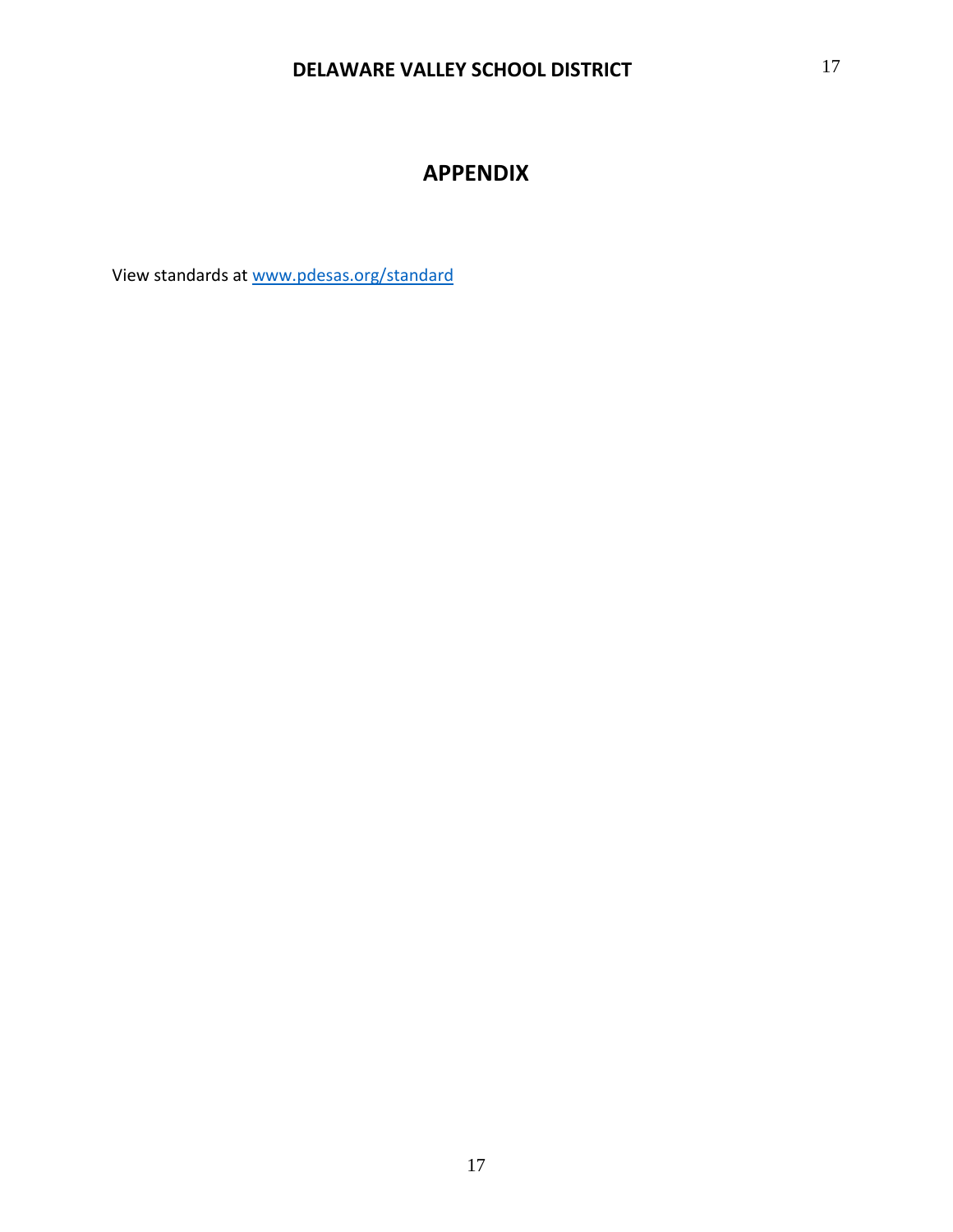# APPENDIX

View standards at [www.pdesas.org/standard](http://www.pdesas.org/standard)